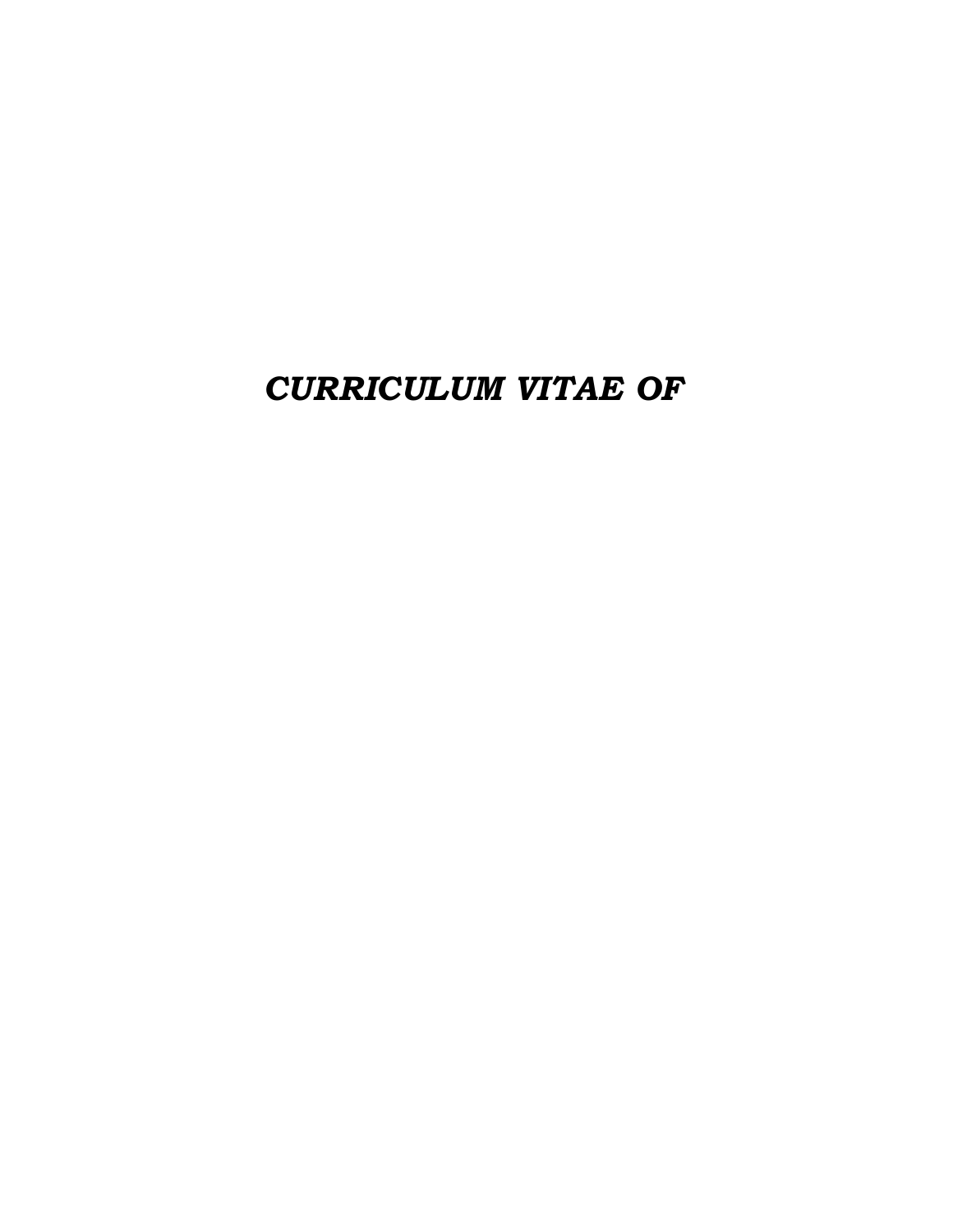# *CURRICULUM VITAE OF*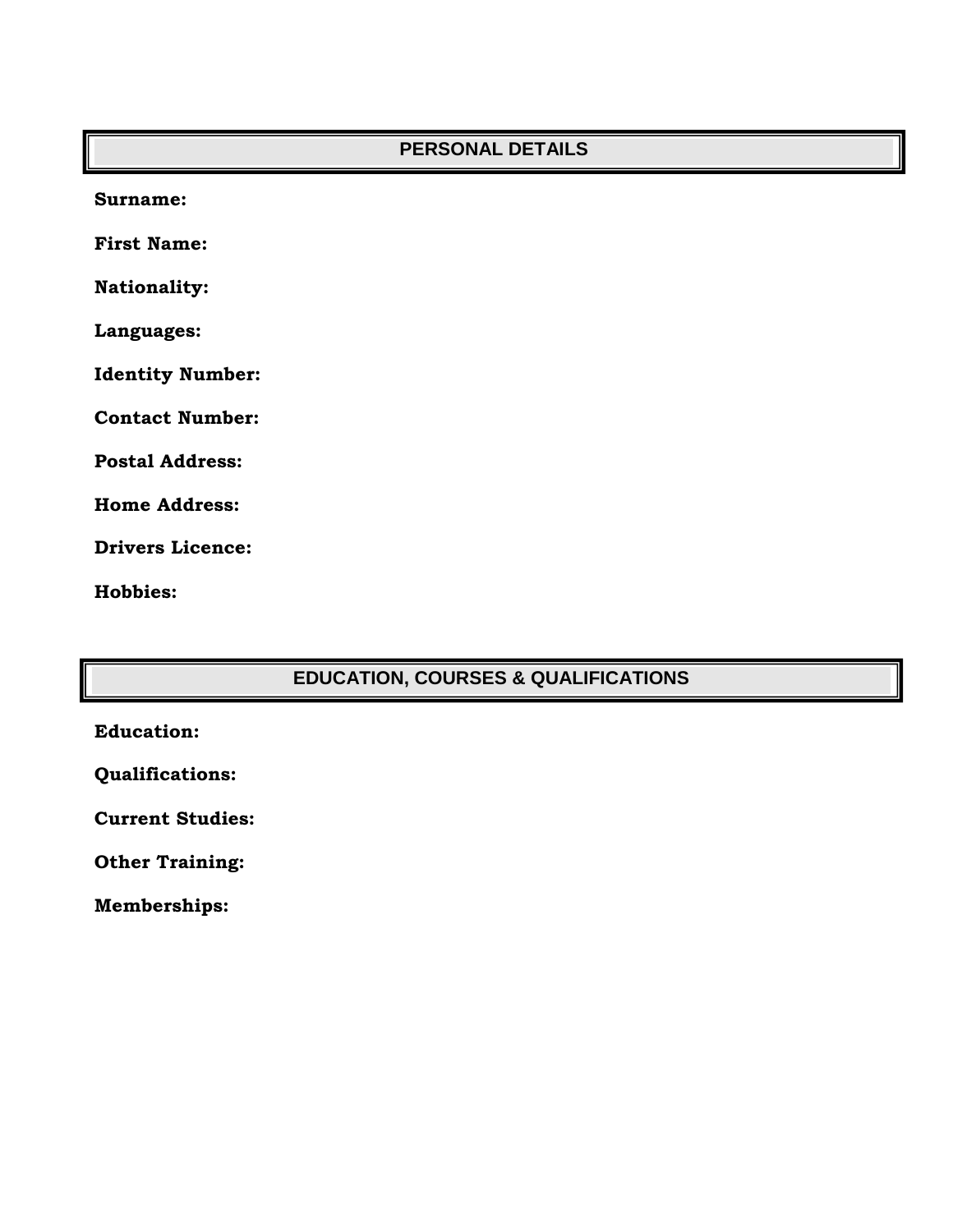## PERSONAL DETAILS

**Surname:**

**First Name:**

**Nationality:**

**Languages:**

**Identity Number:**

**Contact Number:**

**Postal Address:**

**Home Address:**

**Drivers Licence:**

**Hobbies:**

## EDUCATION, COURSES & QUALIFICATIONS

**Education:**

**Qualifications:**

**Current Studies:**

**Other Training:**

**Memberships:**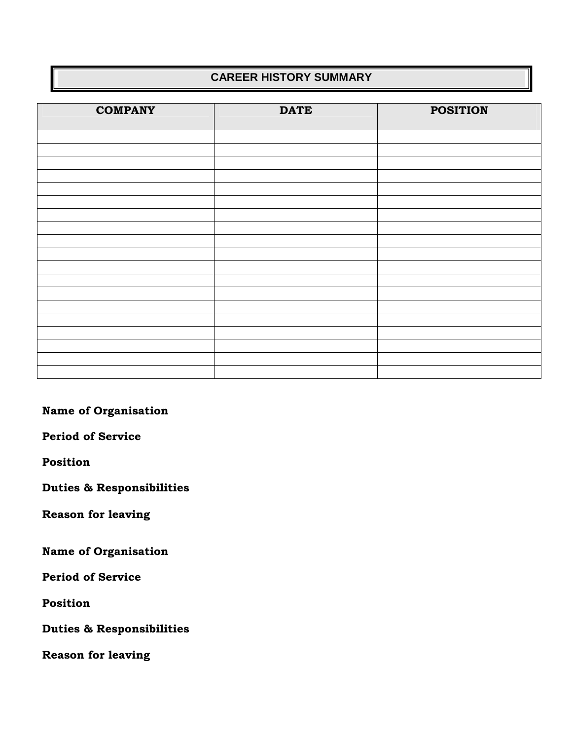## CAREER HISTORY SUMMARY

| COMPANY | DATE | POSITION |
| --- | --- | --- |
| | | |
| | | |
| | | |
| | | |
| | | |
| | | |
| | | |
| | | |
| | | |
| | | |
| | | |
| | | |
| | | |
| | | |
| | | |
| | | |
| | | |
| | | |
| | | |

**Name of Organisation**

**Period of Service**

**Position**

**Duties & Responsibilities**

**Reason for leaving**

**Name of Organisation**

**Period of Service**

**Position**

**Duties & Responsibilities**

**Reason for leaving**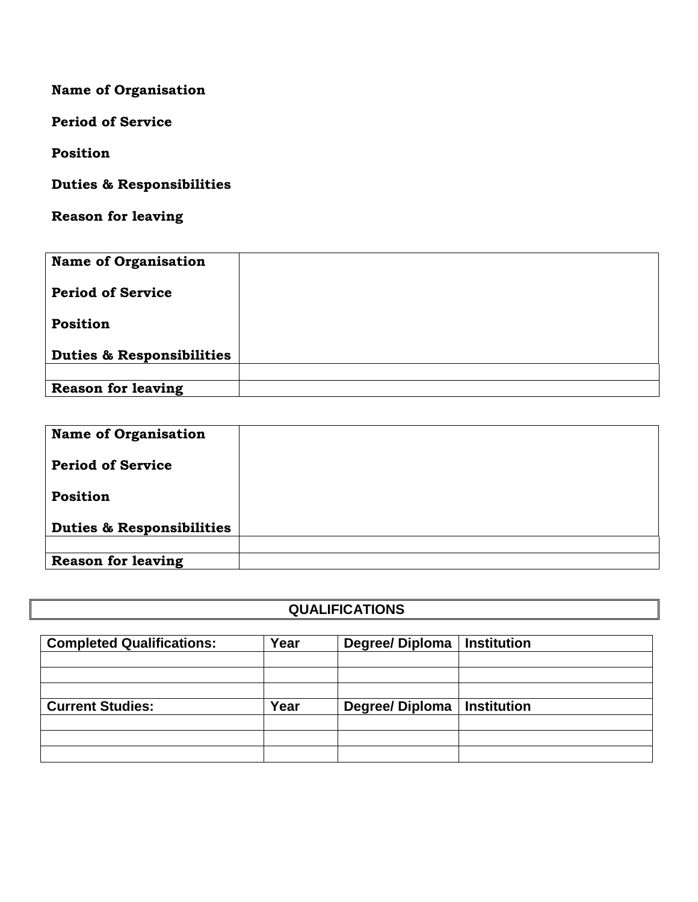**Name of Organisation**

**Period of Service**

**Position**

**Duties & Responsibilities**

**Reason for leaving**

| **Name of Organisation**<br><br>**Period of Service**<br><br>**Position**<br><br>**Duties & Responsibilities** | |
|---|---|
| | |
| **Reason for leaving** | |

| **Name of Organisation**<br><br>**Period of Service**<br><br>**Position**<br><br>**Duties & Responsibilities** | |
|---|---|
| | |
| **Reason for leaving** | |

## QUALIFICATIONS

| **Completed Qualifications:** | **Year** | **Degree/ Diploma** | **Institution** |
|---|---|---|---|
| | | | |
| | | | |
| | | | |
| **Current Studies:** | **Year** | **Degree/ Diploma** | **Institution** |
| | | | |
| | | | |
| | | | |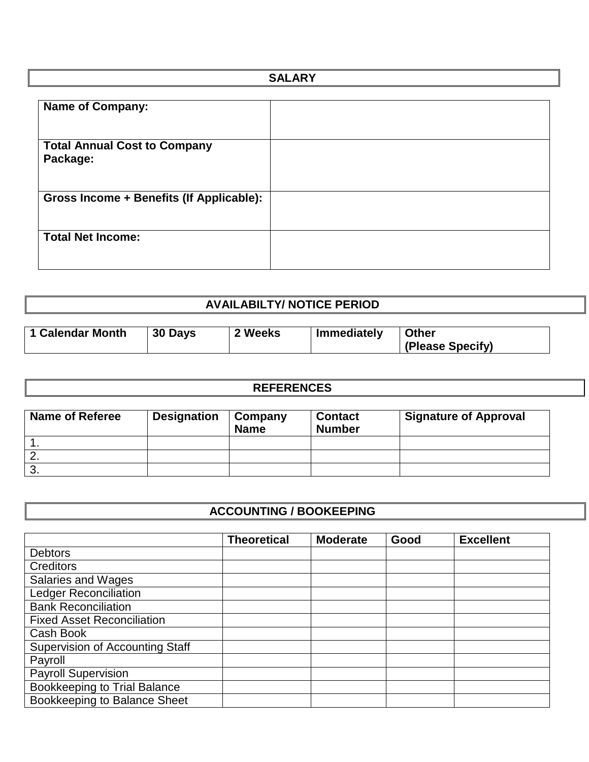## SALARY

| Name of Company: | |
|---|---|
| **Total Annual Cost to Company Package:** | |
| **Gross Income + Benefits (If Applicable):** | |
| **Total Net Income:** | |

## AVAILABILTY/ NOTICE PERIOD

| 1 Calendar Month | 30 Days | 2 Weeks | Immediately | Other (Please Specify) |
|---|---|---|---|---|

## REFERENCES

| Name of Referee | Designation | Company Name | Contact Number | Signature of Approval |
|---|---|---|---|---|
| 1. | | | | |
| 2. | | | | |
| 3. | | | | |

## ACCOUNTING / BOOKEEPING

| | Theoretical | Moderate | Good | Excellent |
|---|---|---|---|---|
| Debtors | | | | |
| Creditors | | | | |
| Salaries and Wages | | | | |
| Ledger Reconciliation | | | | |
| Bank Reconciliation | | | | |
| Fixed Asset Reconciliation | | | | |
| Cash Book | | | | |
| Supervision of Accounting Staff | | | | |
| Payroll | | | | |
| Payroll Supervision | | | | |
| Bookkeeping to Trial Balance | | | | |
| Bookkeeping to Balance Sheet | | | | |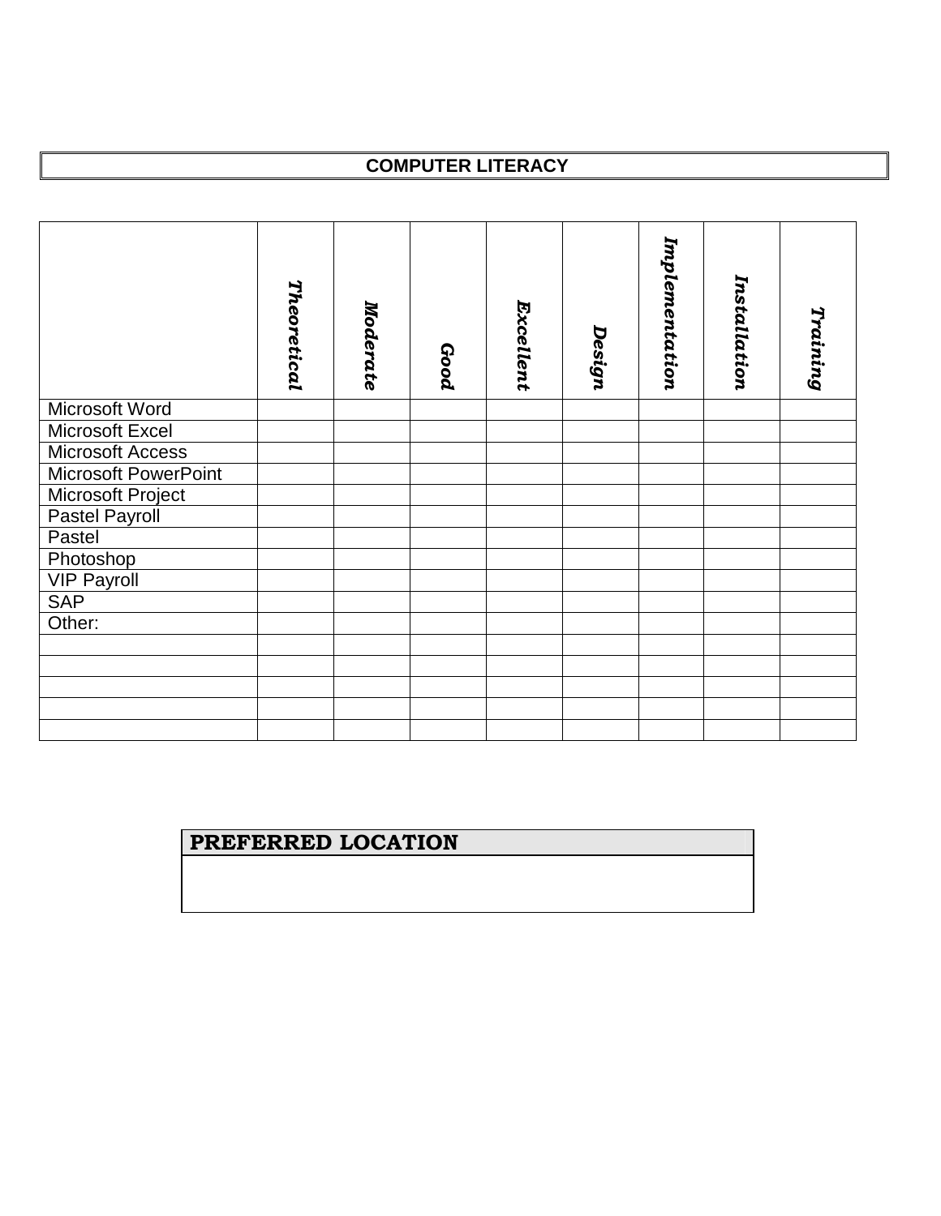## COMPUTER LITERACY

| | *Theoretical* | *Moderate* | *Good* | *Excellent* | *Design* | *Implementation* | *Installation* | *Training* |
|---|---|---|---|---|---|---|---|---|
| Microsoft Word | | | | | | | | |
| Microsoft Excel | | | | | | | | |
| Microsoft Access | | | | | | | | |
| Microsoft PowerPoint | | | | | | | | |
| Microsoft Project | | | | | | | | |
| Pastel Payroll | | | | | | | | |
| Pastel | | | | | | | | |
| Photoshop | | | | | | | | |
| VIP Payroll | | | | | | | | |
| SAP | | | | | | | | |
| Other: | | | | | | | | |
| | | | | | | | | |
| | | | | | | | | |
| | | | | | | | | |
| | | | | | | | | |
| | | | | | | | | |

| **PREFERRED LOCATION** |
|---|
| |